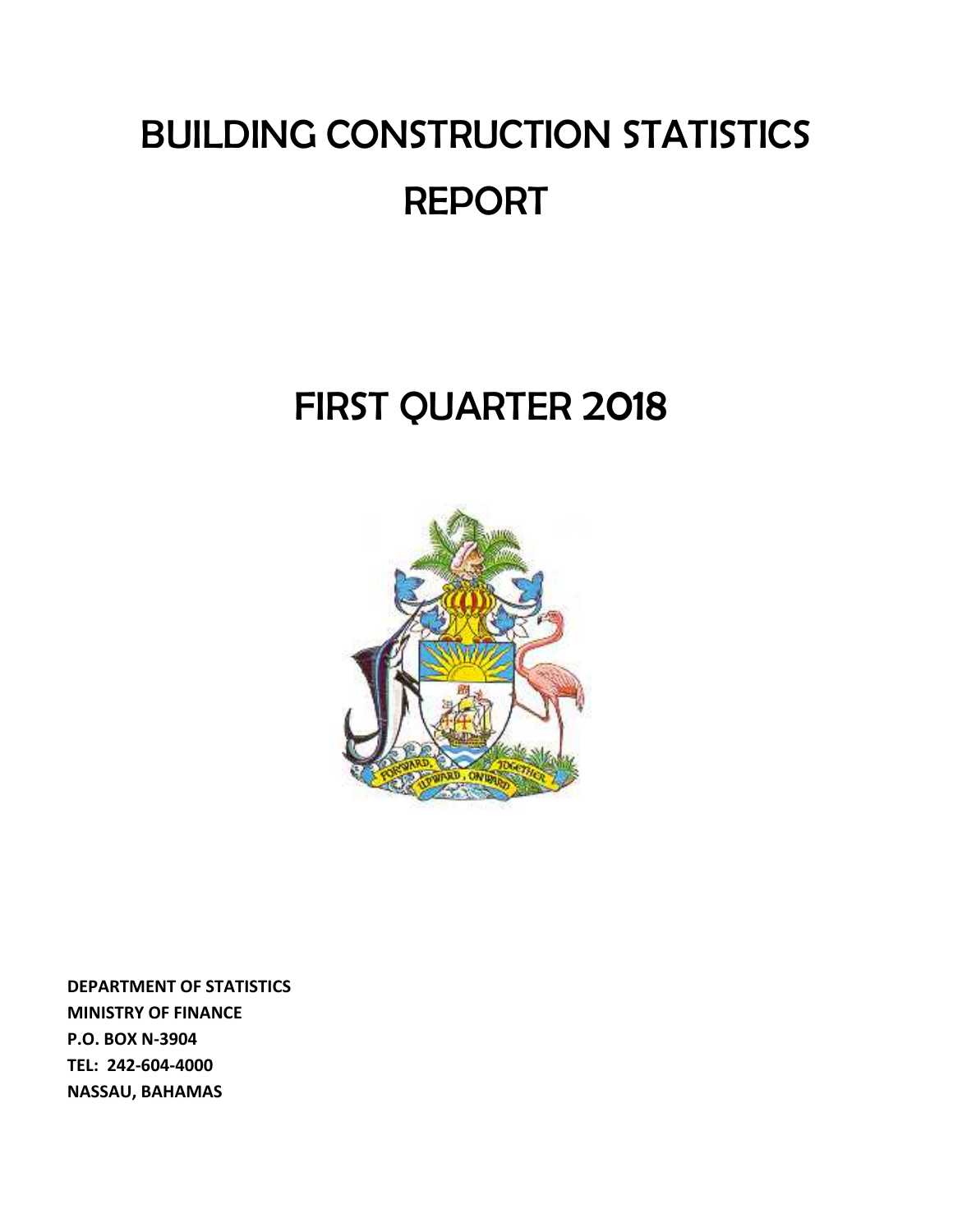# BUILDING CONSTRUCTION STATISTICS REPORT

# FIRST QUARTER 2018

**DEPARTMENT OF STATISTICS**
**MINISTRY OF FINANCE**
**P.O. BOX N-3904**
**TEL: 242-604-4000**
**NASSAU, BAHAMAS**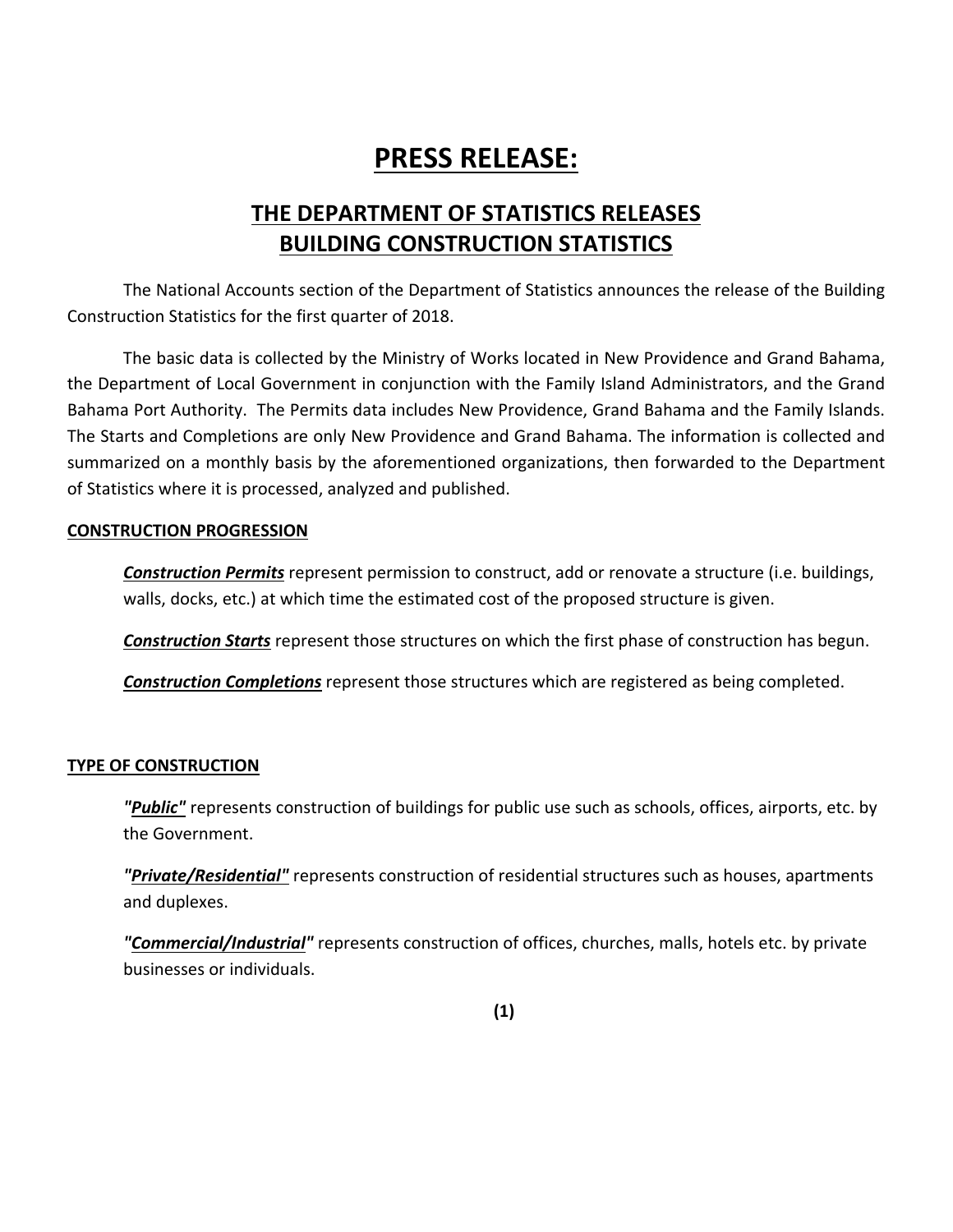# PRESS RELEASE:

## THE DEPARTMENT OF STATISTICS RELEASES BUILDING CONSTRUCTION STATISTICS

The National Accounts section of the Department of Statistics announces the release of the Building Construction Statistics for the first quarter of 2018.

The basic data is collected by the Ministry of Works located in New Providence and Grand Bahama, the Department of Local Government in conjunction with the Family Island Administrators, and the Grand Bahama Port Authority. The Permits data includes New Providence, Grand Bahama and the Family Islands. The Starts and Completions are only New Providence and Grand Bahama. The information is collected and summarized on a monthly basis by the aforementioned organizations, then forwarded to the Department of Statistics where it is processed, analyzed and published.

### CONSTRUCTION PROGRESSION

***Construction Permits*** represent permission to construct, add or renovate a structure (i.e. buildings, walls, docks, etc.) at which time the estimated cost of the proposed structure is given.

***Construction Starts*** represent those structures on which the first phase of construction has begun.

***Construction Completions*** represent those structures which are registered as being completed.

### TYPE OF CONSTRUCTION

***"Public"*** represents construction of buildings for public use such as schools, offices, airports, etc. by the Government.

***"Private/Residential"*** represents construction of residential structures such as houses, apartments and duplexes.

***"Commercial/Industrial"*** represents construction of offices, churches, malls, hotels etc. by private businesses or individuals.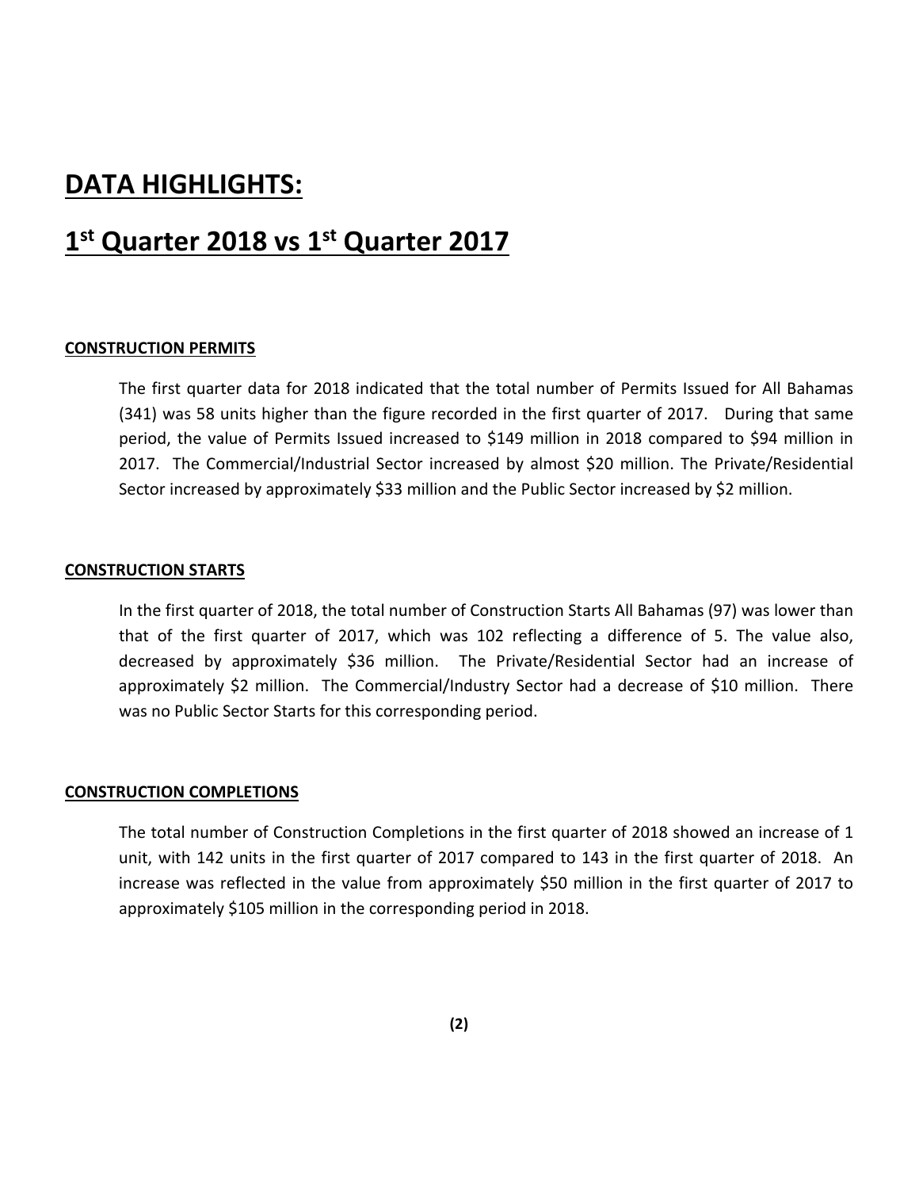# DATA HIGHLIGHTS:

# 1st Quarter 2018 vs 1st Quarter 2017

## CONSTRUCTION PERMITS

The first quarter data for 2018 indicated that the total number of Permits Issued for All Bahamas (341) was 58 units higher than the figure recorded in the first quarter of 2017. During that same period, the value of Permits Issued increased to $149 million in 2018 compared to $94 million in 2017. The Commercial/Industrial Sector increased by almost $20 million. The Private/Residential Sector increased by approximately $33 million and the Public Sector increased by $2 million.

## CONSTRUCTION STARTS

In the first quarter of 2018, the total number of Construction Starts All Bahamas (97) was lower than that of the first quarter of 2017, which was 102 reflecting a difference of 5. The value also, decreased by approximately $36 million. The Private/Residential Sector had an increase of approximately $2 million. The Commercial/Industry Sector had a decrease of $10 million. There was no Public Sector Starts for this corresponding period.

## CONSTRUCTION COMPLETIONS

The total number of Construction Completions in the first quarter of 2018 showed an increase of 1 unit, with 142 units in the first quarter of 2017 compared to 143 in the first quarter of 2018. An increase was reflected in the value from approximately $50 million in the first quarter of 2017 to approximately $105 million in the corresponding period in 2018.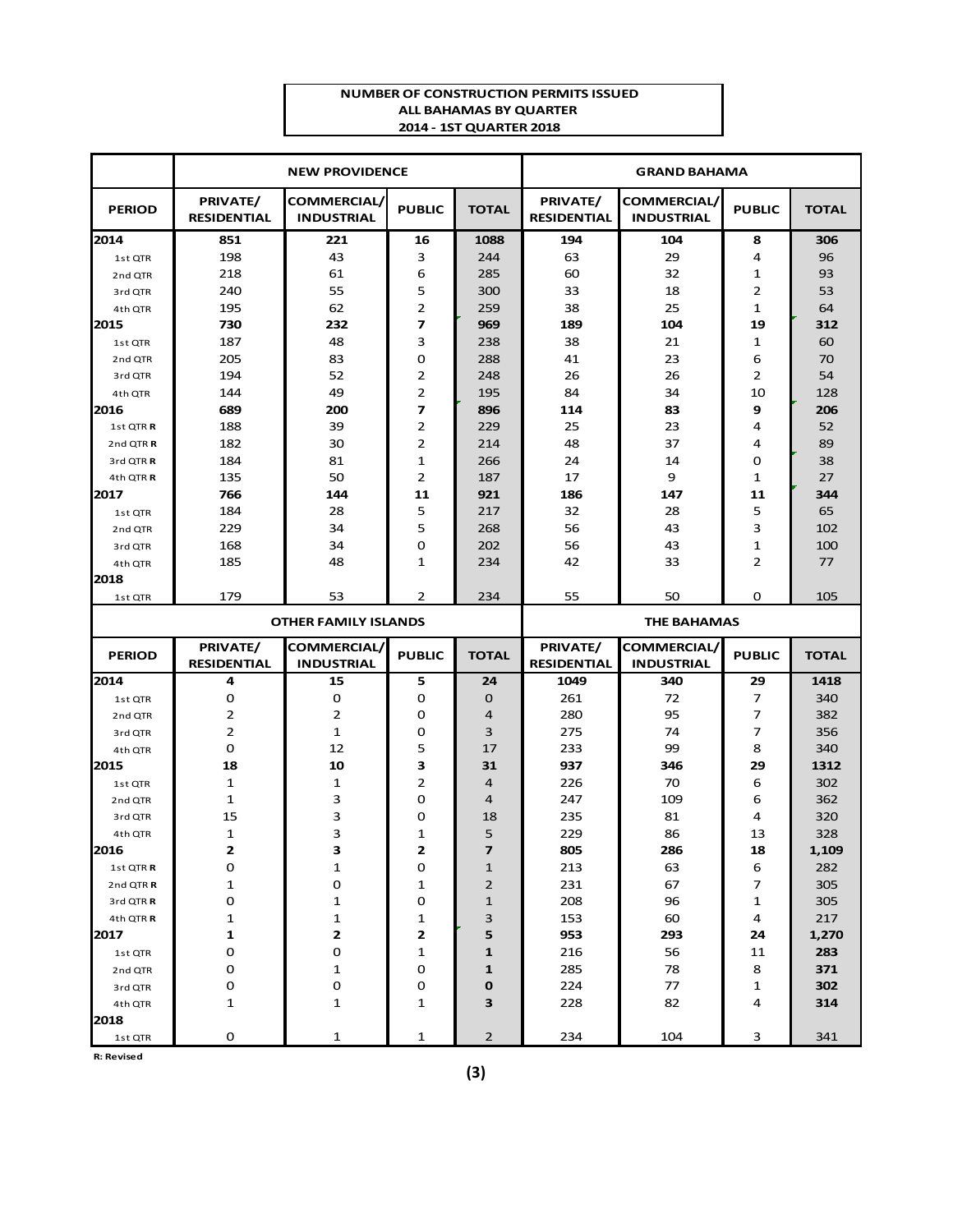**NUMBER OF CONSTRUCTION PERMITS ISSUED**
**ALL BAHAMAS BY QUARTER**
**2014 - 1ST QUARTER 2018**

| | NEW PROVIDENCE | | | | GRAND BAHAMA | | | |
|---|---|---|---|---|---|---|---|---|
| **PERIOD** | **PRIVATE/ RESIDENTIAL** | **COMMERCIAL/ INDUSTRIAL** | **PUBLIC** | **TOTAL** | **PRIVATE/ RESIDENTIAL** | **COMMERCIAL/ INDUSTRIAL** | **PUBLIC** | **TOTAL** |
| **2014** | **851** | **221** | **16** | **1088** | **194** | **104** | **8** | **306** |
| 1st QTR | 198 | 43 | 3 | 244 | 63 | 29 | 4 | 96 |
| 2nd QTR | 218 | 61 | 6 | 285 | 60 | 32 | 1 | 93 |
| 3rd QTR | 240 | 55 | 5 | 300 | 33 | 18 | 2 | 53 |
| 4th QTR | 195 | 62 | 2 | 259 | 38 | 25 | 1 | 64 |
| **2015** | **730** | **232** | **7** | **969** | **189** | **104** | **19** | **312** |
| 1st QTR | 187 | 48 | 3 | 238 | 38 | 21 | 1 | 60 |
| 2nd QTR | 205 | 83 | 0 | 288 | 41 | 23 | 6 | 70 |
| 3rd QTR | 194 | 52 | 2 | 248 | 26 | 26 | 2 | 54 |
| 4th QTR | 144 | 49 | 2 | 195 | 84 | 34 | 10 | 128 |
| **2016** | **689** | **200** | **7** | **896** | **114** | **83** | **9** | **206** |
| 1st QTR **R** | 188 | 39 | 2 | 229 | 25 | 23 | 4 | 52 |
| 2nd QTR **R** | 182 | 30 | 2 | 214 | 48 | 37 | 4 | 89 |
| 3rd QTR **R** | 184 | 81 | 1 | 266 | 24 | 14 | 0 | 38 |
| 4th QTR **R** | 135 | 50 | 2 | 187 | 17 | 9 | 1 | 27 |
| **2017** | **766** | **144** | **11** | **921** | **186** | **147** | **11** | **344** |
| 1st QTR | 184 | 28 | 5 | 217 | 32 | 28 | 5 | 65 |
| 2nd QTR | 229 | 34 | 5 | 268 | 56 | 43 | 3 | 102 |
| 3rd QTR | 168 | 34 | 0 | 202 | 56 | 43 | 1 | 100 |
| 4th QTR | 185 | 48 | 1 | 234 | 42 | 33 | 2 | 77 |
| **2018** | | | | | | | | |
| 1st QTR | 179 | 53 | 2 | 234 | 55 | 50 | 0 | 105 |

| | OTHER FAMILY ISLANDS | | | | THE BAHAMAS | | | |
|---|---|---|---|---|---|---|---|---|
| **PERIOD** | **PRIVATE/ RESIDENTIAL** | **COMMERCIAL/ INDUSTRIAL** | **PUBLIC** | **TOTAL** | **PRIVATE/ RESIDENTIAL** | **COMMERCIAL/ INDUSTRIAL** | **PUBLIC** | **TOTAL** |
| **2014** | **4** | **15** | **5** | **24** | **1049** | **340** | **29** | **1418** |
| 1st QTR | 0 | 0 | 0 | 0 | 261 | 72 | 7 | 340 |
| 2nd QTR | 2 | 2 | 0 | 4 | 280 | 95 | 7 | 382 |
| 3rd QTR | 2 | 1 | 0 | 3 | 275 | 74 | 7 | 356 |
| 4th QTR | 0 | 12 | 5 | 17 | 233 | 99 | 8 | 340 |
| **2015** | **18** | **10** | **3** | **31** | **937** | **346** | **29** | **1312** |
| 1st QTR | 1 | 1 | 2 | 4 | 226 | 70 | 6 | 302 |
| 2nd QTR | 1 | 3 | 0 | 4 | 247 | 109 | 6 | 362 |
| 3rd QTR | 15 | 3 | 0 | 18 | 235 | 81 | 4 | 320 |
| 4th QTR | 1 | 3 | 1 | 5 | 229 | 86 | 13 | 328 |
| **2016** | **2** | **3** | **2** | **7** | **805** | **286** | **18** | **1,109** |
| 1st QTR **R** | 0 | 1 | 0 | 1 | 213 | 63 | 6 | 282 |
| 2nd QTR **R** | 1 | 0 | 1 | 2 | 231 | 67 | 7 | 305 |
| 3rd QTR **R** | 0 | 1 | 0 | 1 | 208 | 96 | 1 | 305 |
| 4th QTR **R** | 1 | 1 | 1 | 3 | 153 | 60 | 4 | 217 |
| **2017** | **1** | **2** | **2** | **5** | **953** | **293** | **24** | **1,270** |
| 1st QTR | 0 | 0 | 1 | **1** | 216 | 56 | 11 | **283** |
| 2nd QTR | 0 | 1 | 0 | **1** | 285 | 78 | 8 | **371** |
| 3rd QTR | 0 | 0 | 0 | **0** | 224 | 77 | 1 | **302** |
| 4th QTR | 1 | 1 | 1 | **3** | 228 | 82 | 4 | **314** |
| **2018** | | | | | | | | |
| 1st QTR | 0 | 1 | 1 | 2 | 234 | 104 | 3 | 341 |

**R: Revised**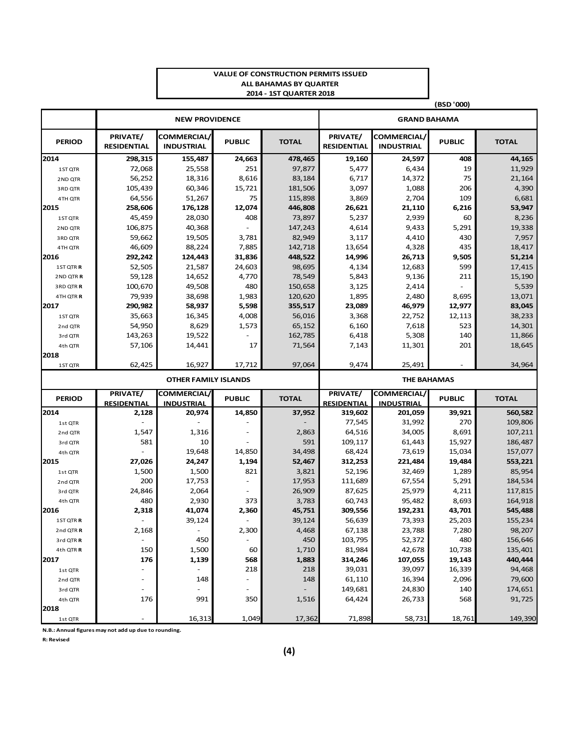**VALUE OF CONSTRUCTION PERMITS ISSUED**
**ALL BAHAMAS BY QUARTER**
**2014 - 1ST QUARTER 2018**

(BSD '000)

| | NEW PROVIDENCE | | | | GRAND BAHAMA | | | |
|---|---|---|---|---|---|---|---|---|
| **PERIOD** | **PRIVATE/ RESIDENTIAL** | **COMMERCIAL/ INDUSTRIAL** | **PUBLIC** | **TOTAL** | **PRIVATE/ RESIDENTIAL** | **COMMERCIAL/ INDUSTRIAL** | **PUBLIC** | **TOTAL** |
| **2014** | **298,315** | **155,487** | **24,663** | **478,465** | **19,160** | **24,597** | **408** | **44,165** |
| 1ST QTR | 72,068 | 25,558 | 251 | 97,877 | 5,477 | 6,434 | 19 | 11,929 |
| 2ND QTR | 56,252 | 18,316 | 8,616 | 83,184 | 6,717 | 14,372 | 75 | 21,164 |
| 3RD QTR | 105,439 | 60,346 | 15,721 | 181,506 | 3,097 | 1,088 | 206 | 4,390 |
| 4TH QTR | 64,556 | 51,267 | 75 | 115,898 | 3,869 | 2,704 | 109 | 6,681 |
| **2015** | **258,606** | **176,128** | **12,074** | **446,808** | **26,621** | **21,110** | **6,216** | **53,947** |
| 1ST QTR | 45,459 | 28,030 | 408 | 73,897 | 5,237 | 2,939 | 60 | 8,236 |
| 2ND QTR | 106,875 | 40,368 | - | 147,243 | 4,614 | 9,433 | 5,291 | 19,338 |
| 3RD QTR | 59,662 | 19,505 | 3,781 | 82,949 | 3,117 | 4,410 | 430 | 7,957 |
| 4TH QTR | 46,609 | 88,224 | 7,885 | 142,718 | 13,654 | 4,328 | 435 | 18,417 |
| **2016** | **292,242** | **124,443** | **31,836** | **448,522** | **14,996** | **26,713** | **9,505** | **51,214** |
| 1ST QTR **R** | 52,505 | 21,587 | 24,603 | 98,695 | 4,134 | 12,683 | 599 | 17,415 |
| 2ND QTR **R** | 59,128 | 14,652 | 4,770 | 78,549 | 5,843 | 9,136 | 211 | 15,190 |
| 3RD QTR **R** | 100,670 | 49,508 | 480 | 150,658 | 3,125 | 2,414 | - | 5,539 |
| 4TH QTR **R** | 79,939 | 38,698 | 1,983 | 120,620 | 1,895 | 2,480 | 8,695 | 13,071 |
| **2017** | **290,982** | **58,937** | **5,598** | **355,517** | **23,089** | **46,979** | **12,977** | **83,045** |
| 1ST QTR | 35,663 | 16,345 | 4,008 | 56,016 | 3,368 | 22,752 | 12,113 | 38,233 |
| 2nd QTR | 54,950 | 8,629 | 1,573 | 65,152 | 6,160 | 7,618 | 523 | 14,301 |
| 3rd QTR | 143,263 | 19,522 | - | 162,785 | 6,418 | 5,308 | 140 | 11,866 |
| 4th QTR | 57,106 | 14,441 | 17 | 71,564 | 7,143 | 11,301 | 201 | 18,645 |
| **2018** | | | | | | | | |
| 1ST QTR | 62,425 | 16,927 | 17,712 | 97,064 | 9,474 | 25,491 | - | 34,964 |

| | OTHER FAMILY ISLANDS | | | | THE BAHAMAS | | | |
|---|---|---|---|---|---|---|---|---|
| **PERIOD** | **PRIVATE/ RESIDENTIAL** | **COMMERCIAL/ INDUSTRIAL** | **PUBLIC** | **TOTAL** | **PRIVATE/ RESIDENTIAL** | **COMMERCIAL/ INDUSTRIAL** | **PUBLIC** | **TOTAL** |
| **2014** | **2,128** | **20,974** | **14,850** | **37,952** | **319,602** | **201,059** | **39,921** | **560,582** |
| 1st QTR | - | - | - | - | 77,545 | 31,992 | 270 | 109,806 |
| 2nd QTR | 1,547 | 1,316 | - | 2,863 | 64,516 | 34,005 | 8,691 | 107,211 |
| 3rd QTR | 581 | 10 | - | 591 | 109,117 | 61,443 | 15,927 | 186,487 |
| 4th QTR | - | 19,648 | 14,850 | 34,498 | 68,424 | 73,619 | 15,034 | 157,077 |
| **2015** | **27,026** | **24,247** | **1,194** | **52,467** | **312,253** | **221,484** | **19,484** | **553,221** |
| 1st QTR | 1,500 | 1,500 | 821 | 3,821 | 52,196 | 32,469 | 1,289 | 85,954 |
| 2nd QTR | 200 | 17,753 | - | 17,953 | 111,689 | 67,554 | 5,291 | 184,534 |
| 3rd QTR | 24,846 | 2,064 | - | 26,909 | 87,625 | 25,979 | 4,211 | 117,815 |
| 4th QTR | 480 | 2,930 | 373 | 3,783 | 60,743 | 95,482 | 8,693 | 164,918 |
| **2016** | **2,318** | **41,074** | **2,360** | **45,751** | **309,556** | **192,231** | **43,701** | **545,488** |
| 1ST QTR **R** | - | 39,124 | - | 39,124 | 56,639 | 73,393 | 25,203 | 155,234 |
| 2nd QTR **R** | 2,168 | - | 2,300 | 4,468 | 67,138 | 23,788 | 7,280 | 98,207 |
| 3rd QTR **R** | - | 450 | - | 450 | 103,795 | 52,372 | 480 | 156,646 |
| 4th QTR **R** | 150 | 1,500 | 60 | 1,710 | 81,984 | 42,678 | 10,738 | 135,401 |
| **2017** | **176** | **1,139** | **568** | **1,883** | **314,246** | **107,055** | **19,143** | **440,444** |
| 1st QTR | - | - | 218 | 218 | 39,031 | 39,097 | 16,339 | 94,468 |
| 2nd QTR | - | 148 | - | 148 | 61,110 | 16,394 | 2,096 | 79,600 |
| 3rd QTR | - | - | - | - | 149,681 | 24,830 | 140 | 174,651 |
| 4th QTR | 176 | 991 | 350 | 1,516 | 64,424 | 26,733 | 568 | 91,725 |
| **2018** | | | | | | | | |
| 1st QTR | - | 16,313 | 1,049 | 17,362 | 71,898 | 58,731 | 18,761 | 149,390 |

**N.B.: Annual figures may not add up due to rounding.**

**R: Revised**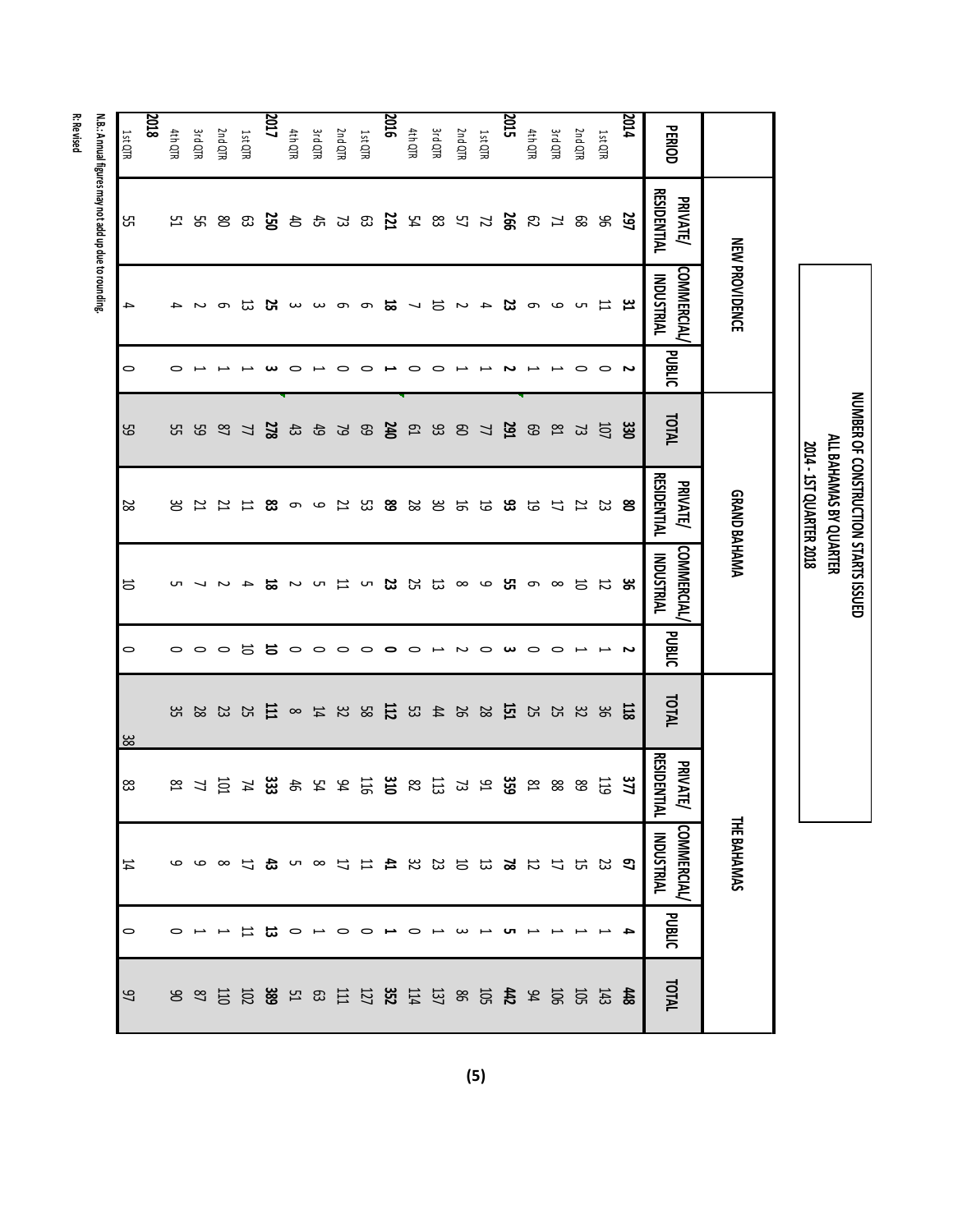# NUMBER OF CONSTRUCTION STARTS ISSUED
## ALL BAHAMAS BY QUARTER
## 2014 - 1ST QUARTER 2018

| PERIOD | NEW PROVIDENCE | | | | GRAND BAHAMA | | | | THE BAHAMAS | | | |
|---|---|---|---|---|---|---|---|---|---|---|---|---|
| | PRIVATE/ RESIDENTIAL | COMMERCIAL/ INDUSTRIAL | PUBLIC | TOTAL | PRIVATE/ RESIDENTIAL | COMMERCIAL/ INDUSTRIAL | PUBLIC | TOTAL | PRIVATE/ RESIDENTIAL | COMMERCIAL/ INDUSTRIAL | PUBLIC | TOTAL |
| **2014** | **297** | **31** | **2** | **330** | **80** | **36** | **2** | **118** | **377** | **67** | **4** | **448** |
| 1st QTR | 96 | 11 | 0 | 107 | 23 | 12 | 1 | 36 | 119 | 23 | 1 | 143 |
| 2nd QTR | 68 | 5 | 0 | 73 | 21 | 10 | 1 | 32 | 89 | 15 | 1 | 105 |
| 3rd QTR | 71 | 9 | 1 | 81 | 17 | 8 | 0 | 25 | 88 | 17 | 1 | 106 |
| 4th QTR | 62 | 6 | 1 | 69 | 19 | 6 | 0 | 25 | 81 | 12 | 1 | 94 |
| **2015** | **266** | **23** | **2** | **291** | **93** | **55** | **3** | **151** | **359** | **78** | **5** | **442** |
| 1st QTR | 72 | 4 | 1 | 77 | 19 | 9 | 0 | 28 | 91 | 13 | 1 | 105 |
| 2nd QTR | 57 | 2 | 1 | 60 | 16 | 8 | 2 | 26 | 73 | 10 | 3 | 86 |
| 3rd QTR | 83 | 10 | 0 | 93 | 30 | 13 | 1 | 44 | 113 | 23 | 1 | 137 |
| 4th QTR | 54 | 7 | 0 | 61 | 28 | 25 | 0 | 53 | 82 | 32 | 0 | 114 |
| **2016** | **221** | **18** | **1** | **240** | **89** | **23** | **0** | **112** | **310** | **41** | **1** | **352** |
| 1st QTR | 63 | 6 | 0 | 69 | 53 | 5 | 0 | 58 | 116 | 11 | 0 | 127 |
| 2nd QTR | 73 | 6 | 0 | 79 | 21 | 11 | 0 | 32 | 94 | 17 | 0 | 111 |
| 3rd QTR | 45 | 3 | 1 | 49 | 9 | 5 | 0 | 14 | 54 | 8 | 1 | 63 |
| 4th QTR | 40 | 3 | 0 | 43 | 6 | 2 | 0 | 8 | 46 | 5 | 0 | 51 |
| **2017** | **250** | **25** | **3** | **278** | **83** | **18** | **10** | **111** | **333** | **43** | **13** | **389** |
| 1st QTR | 63 | 13 | 1 | 77 | 11 | 4 | 10 | 25 | 74 | 17 | 11 | 102 |
| 2nd QTR | 80 | 6 | 1 | 87 | 21 | 2 | 0 | 23 | 101 | 8 | 1 | 110 |
| 3rd QTR | 56 | 2 | 1 | 59 | 21 | 7 | 0 | 28 | 77 | 9 | 1 | 87 |
| 4th QTR | 51 | 4 | 0 | 55 | 30 | 5 | 0 | 35 | 81 | 9 | 0 | 90 |
| **2018** | | | | | | | | | | | | |
| 1st QTR | 55 | 4 | 0 | 59 | 28 | 10 | 0 | 38 | 83 | 14 | 0 | 97 |

N.B.: Annual figures may not add up due to rounding.

R: Revised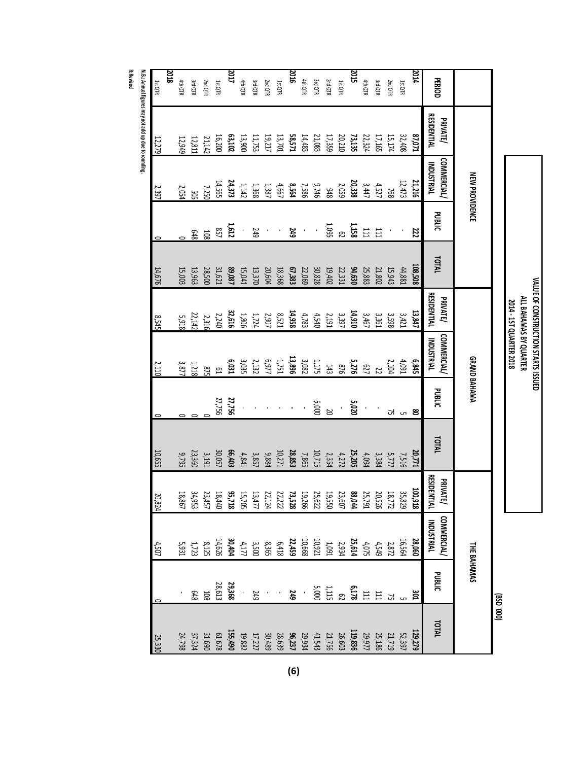# VALUE OF CONSTRUCTION STARTS ISSUED
## ALL BAHAMAS BY QUARTER
## 2014 - 1ST QUARTER 2018

(B$D '000)

| PERIOD | NEW PROVIDENCE | | | | GRAND BAHAMA | | | | THE BAHAMAS | | | |
|---|---|---|---|---|---|---|---|---|---|---|---|---|
| | PRIVATE/ RESIDENTIAL | COMMERCIAL/ INDUSTRIAL | PUBLIC | TOTAL | PRIVATE/ RESIDENTIAL | COMMERCIAL/ INDUSTRIAL | PUBLIC | TOTAL | PRIVATE/ RESIDENTIAL | COMMERCIAL/ INDUSTRIAL | PUBLIC | TOTAL |
| **2014** | **87,071** | **21,216** | **222** | **108,508** | **13,847** | **6,845** | **80** | **20,771** | **100,918** | **28,060** | **301** | **129,279** |
| 1st QTR | 32,408 | 12,473 | - | 44,881 | 3,421 | 4,091 | 5 | 7,516 | 35,829 | 16,564 | 5 | 52,397 |
| 2nd QTR | 15,174 | 768 | - | 15,943 | 3,598 | 2,104 | 75 | 5,777 | 18,772 | 2,872 | 75 | 21,719 |
| 3rd QTR | 17,165 | 4,527 | 111 | 21,802 | 3,361 | 22 | - | 3,384 | 20,526 | 4,549 | 111 | 25,186 |
| 4th QTR | 22,324 | 3,447 | 111 | 25,883 | 3,467 | 627 | - | 4,094 | 25,791 | 4,075 | 111 | 29,977 |
| **2015** | **73,135** | **20,338** | **1,158** | **94,630** | **14,910** | **5,276** | **5,020** | **25,205** | **88,044** | **25,614** | **6,178** | **119,836** |
| 1st QTR | 20,210 | 2,059 | 62 | 22,331 | 3,397 | 876 | - | 4,272 | 23,607 | 2,934 | 62 | 26,603 |
| 2nd QTR | 17,359 | 948 | 1,095 | 19,402 | 2,191 | 143 | 20 | 2,354 | 19,550 | 1,091 | 1,115 | 21,756 |
| 3rd QTR | 21,083 | 9,746 | - | 30,828 | 4,540 | 1,175 | 5,000 | 10,715 | 25,622 | 10,921 | 5,000 | 41,543 |
| 4th QTR | 14,483 | 7,586 | - | 22,069 | 4,783 | 3,082 | - | 7,865 | 19,266 | 10,668 | - | 29,934 |
| **2016** | **58,571** | **8,564** | **249** | **67,383** | **14,958** | **13,896** | **-** | **28,853** | **73,528** | **22,459** | **249** | **96,237** |
| 1st QTR | 13,701 | 4,667 | - | 18,368 | 8,521 | 1,751 | - | 10,271 | 22,222 | 6,418 | - | 28,639 |
| 2nd QTR | 19,217 | 1,387 | - | 20,604 | 2,907 | 6,977 | - | 9,884 | 22,124 | 8,365 | - | 30,489 |
| 3rd QTR | 11,753 | 1,368 | 249 | 13,370 | 1,724 | 2,132 | - | 3,857 | 13,477 | 3,500 | 249 | 17,227 |
| 4th QTR | 13,900 | 1,142 | - | 15,041 | 1,806 | 3,035 | - | 4,841 | 15,705 | 4,177 | - | 19,882 |
| **2017** | **63,102** | **24,373** | **1,612** | **89,087** | **32,616** | **6,031** | **27,756** | **66,403** | **95,718** | **30,404** | **29,368** | **155,490** |
| 1st QTR | 16,200 | 14,565 | 857 | 31,621 | 2,240 | 61 | 27,756 | 30,057 | 18,440 | 14,626 | 28,613 | 61,678 |
| 2nd QTR | 21,142 | 7,250 | 108 | 28,500 | 2,316 | 875 | 0 | 3,191 | 23,457 | 8,125 | 108 | 31,690 |
| 3rd QTR | 12,811 | 505 | 648 | 13,963 | 22,142 | 1,218 | 0 | 23,360 | 34,953 | 1,723 | 648 | 37,324 |
| 4th QTR | 12,949 | 2,054 | 0 | 15,003 | 5,918 | 3,877 | 0 | 9,795 | 18,867 | 5,931 | - | 24,798 |
| **2018** | | | | | | | | | | | | |
| 1st QTR | 12,279 | 2,397 | 0 | 14,676 | 8,545 | 2,110 | 0 | 10,655 | 20,824 | 4,507 | 0 | 25,330 |

N.B.: Annual figures may not add up due to rounding.

R:Revised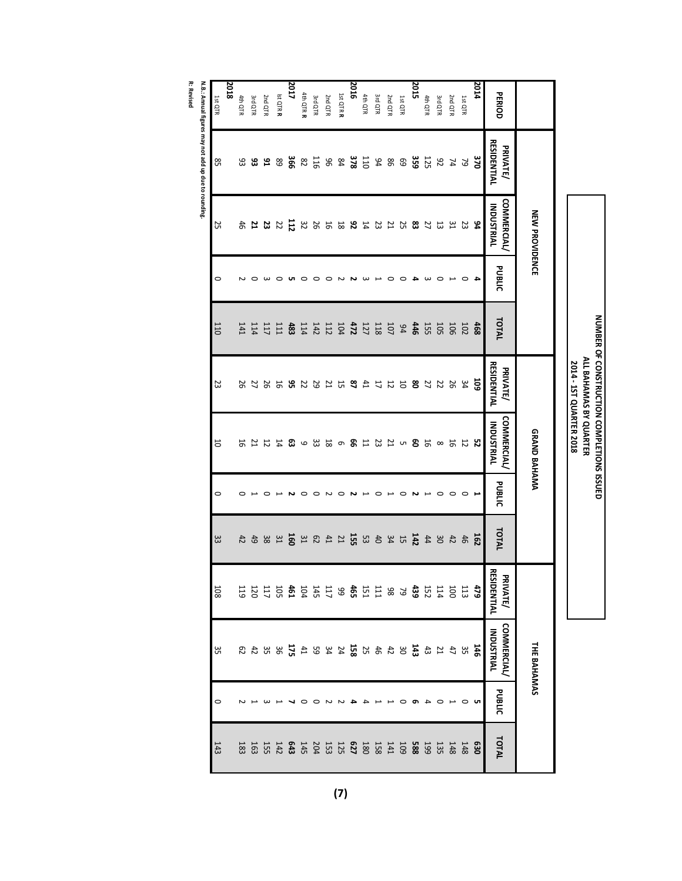# NUMBER OF CONSTRUCTION COMPLETIONS ISSUED
## ALL BAHAMAS BY QUARTER
## 2014 - 1ST QUARTER 2018

| | NEW PROVIDENCE | | | | GRAND BAHAMA | | | | THE BAHAMAS | | | |
|---|---|---|---|---|---|---|---|---|---|---|---|---|
| PERIOD | PRIVATE/ RESIDENTIAL | COMMERCIAL/ INDUSTRIAL | PUBLIC | TOTAL | PRIVATE/ RESIDENTIAL | COMMERCIAL/ INDUSTRIAL | PUBLIC | TOTAL | PRIVATE/ RESIDENTIAL | COMMERCIAL/ INDUSTRIAL | PUBLIC | TOTAL |
| **2014** | **370** | **94** | **4** | **468** | **109** | **52** | **1** | **162** | **479** | **146** | **5** | **630** |
| 1st QTR | 79 | 23 | 0 | 102 | 34 | 12 | 0 | 46 | 113 | 35 | 0 | 148 |
| 2nd QTR | 74 | 31 | 1 | 106 | 26 | 16 | 0 | 42 | 100 | 47 | 1 | 148 |
| 3rd QTR | 92 | 13 | 0 | 105 | 22 | 8 | 0 | 30 | 114 | 21 | 0 | 135 |
| 4th QTR | 125 | 27 | 3 | 155 | 27 | 16 | 1 | 44 | 152 | 43 | 4 | 199 |
| **2015** | **359** | **83** | **4** | **446** | **80** | **60** | **2** | **142** | **439** | **143** | **6** | **588** |
| 1st QTR | 69 | 25 | 0 | 94 | 10 | 5 | 0 | 15 | 79 | 30 | 0 | 109 |
| 2nd QTR | 86 | 21 | 0 | 107 | 12 | 21 | 1 | 34 | 98 | 42 | 1 | 141 |
| 3rd QTR | 94 | 23 | 1 | 118 | 17 | 23 | 0 | 40 | 111 | 46 | 1 | 158 |
| 4th QTR | 110 | 14 | 3 | 127 | 41 | 11 | 1 | 53 | 151 | 25 | 4 | 180 |
| **2016** | **378** | **92** | **2** | **472** | **87** | **66** | **2** | **155** | **465** | **158** | **4** | **627** |
| 1st QTR R | 84 | 18 | 2 | 104 | 15 | 6 | 0 | 21 | 99 | 24 | 2 | 125 |
| 2nd QTR | 96 | 16 | 0 | 112 | 21 | 18 | 2 | 41 | 117 | 34 | 2 | 153 |
| 3rd QTR | 116 | 26 | 0 | 142 | 29 | 33 | 0 | 62 | 145 | 59 | 0 | 204 |
| 4th QTR R | 82 | 32 | 0 | 114 | 22 | 9 | 0 | 31 | 104 | 41 | 0 | 145 |
| **2017** | **366** | **112** | **5** | **483** | **95** | **63** | **2** | **160** | **461** | **175** | **7** | **643** |
| Ist QTR R | 89 | 22 | 0 | 111 | 16 | 14 | 1 | 31 | 105 | 36 | 1 | 142 |
| 2nd QTR | **91** | **23** | 3 | 117 | 26 | 12 | 0 | 38 | 117 | 35 | 3 | 155 |
| 3rd QTR | **93** | **21** | 0 | 114 | 27 | 21 | 1 | 49 | 120 | 42 | 1 | 163 |
| 4th QTR | 93 | 46 | 2 | 141 | 26 | 16 | 0 | 42 | 119 | 62 | 2 | 183 |
| **2018** | | | | | | | | | | | | |
| 1st QTR | 85 | 25 | 0 | 110 | 23 | 10 | 0 | 33 | 108 | 35 | 0 | 143 |

N.B.: Annual figures may not add up due to rounding.

R: Revised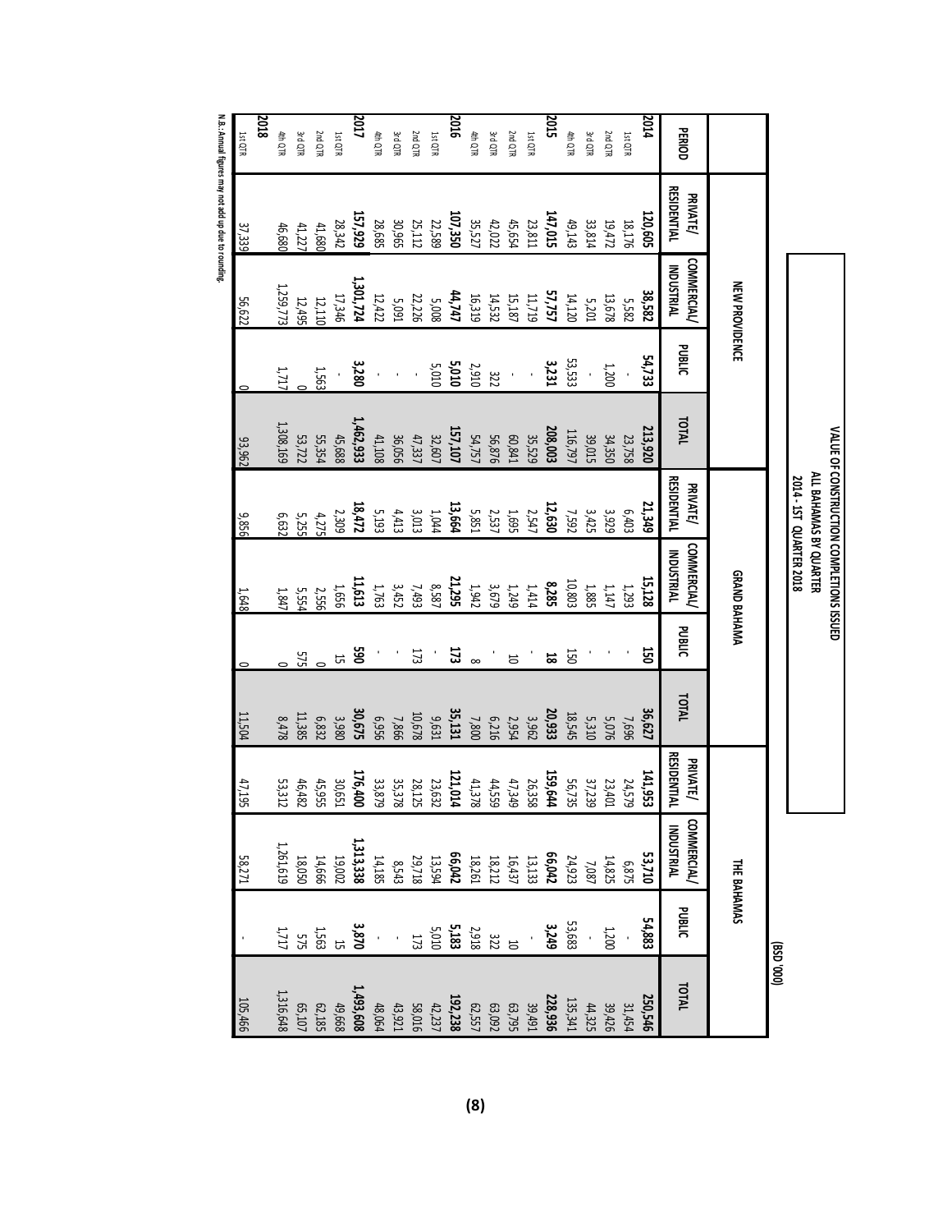# VALUE OF CONSTRUCTION COMPLETIONS ISSUED
## ALL BAHAMAS BY QUARTER
## 2014 - 1ST QUARTER 2018

(BSD '000)

| PERIOD | NEW PROVIDENCE | | | | GRAND BAHAMA | | | | THE BAHAMAS | | | |
|---|---|---|---|---|---|---|---|---|---|---|---|---|
| | PRIVATE/ RESIDENTIAL | COMMERCIAL/ INDUSTRIAL | PUBLIC | TOTAL | PRIVATE/ RESIDENTIAL | COMMERCIAL/ INDUSTRIAL | PUBLIC | TOTAL | PRIVATE/ RESIDENTIAL | COMMERCIAL/ INDUSTRIAL | PUBLIC | TOTAL |
| **2014** | **120,605** | **38,582** | **54,733** | **213,920** | **21,349** | **15,128** | **150** | **36,627** | **141,953** | **53,710** | **54,883** | **250,546** |
| 1st QTR | 18,176 | 5,582 | - | 23,758 | 6,403 | 1,293 | - | 7,696 | 24,579 | 6,875 | - | 31,454 |
| 2nd QTR | 19,472 | 13,678 | 1,200 | 34,350 | 3,929 | 1,147 | - | 5,076 | 23,401 | 14,825 | 1,200 | 39,426 |
| 3rd QTR | 33,814 | 5,201 | - | 39,015 | 3,425 | 1,885 | - | 5,310 | 37,239 | 7,087 | - | 44,325 |
| 4th QTR | 49,143 | 14,120 | 53,533 | 116,797 | 7,592 | 10,803 | 150 | 18,545 | 56,735 | 24,923 | 53,683 | 135,341 |
| **2015** | **147,015** | **57,757** | **3,231** | **208,003** | **12,630** | **8,285** | **18** | **20,933** | **159,644** | **66,042** | **3,249** | **228,936** |
| 1st QTR | 23,811 | 11,719 | - | 35,529 | 2,547 | 1,414 | - | 3,962 | 26,358 | 13,133 | - | 39,491 |
| 2nd QTR | 45,654 | 15,187 | - | 60,841 | 1,695 | 1,249 | 10 | 2,954 | 47,349 | 16,437 | 10 | 63,795 |
| 3rd QTR | 42,022 | 14,532 | 322 | 56,876 | 2,537 | 3,679 | - | 6,216 | 44,559 | 18,212 | 322 | 63,092 |
| 4th QTR | 35,527 | 16,319 | 2,910 | 54,757 | 5,851 | 1,942 | 8 | 7,800 | 41,378 | 18,261 | 2,918 | 62,557 |
| **2016** | **107,350** | **44,747** | **5,010** | **157,107** | **13,664** | **21,295** | **173** | **35,131** | **121,014** | **66,042** | **5,183** | **192,238** |
| 1st QTR | 22,589 | 5,008 | 5,010 | 32,607 | 1,044 | 8,587 | - | 9,631 | 23,632 | 13,594 | 5,010 | 42,237 |
| 2nd QTR | 25,112 | 22,226 | - | 47,337 | 3,013 | 7,493 | 173 | 10,678 | 28,125 | 29,718 | 173 | 58,016 |
| 3rd QTR | 30,965 | 5,091 | - | 36,056 | 4,413 | 3,452 | - | 7,866 | 35,378 | 8,543 | - | 43,921 |
| 4th QTR | 28,685 | 12,422 | - | 41,108 | 5,193 | 1,763 | - | 6,956 | 33,879 | 14,185 | - | 48,064 |
| **2017** | **157,929** | **1,301,724** | **3,280** | **1,462,933** | **18,472** | **11,613** | **590** | **30,675** | **176,400** | **1,313,338** | **3,870** | **1,493,608** |
| 1st QTR | 28,342 | 17,346 | - | 45,688 | 2,309 | 1,656 | 15 | 3,980 | 30,651 | 19,002 | 15 | 49,668 |
| 2nd QTR | 41,680 | 12,110 | 1,563 | 55,354 | 4,275 | 2,556 | 0 | 6,832 | 45,955 | 14,666 | 1,563 | 62,185 |
| 3rd QTR | 41,227 | 12,495 | 0 | 53,722 | 5,255 | 5,554 | 575 | 11,385 | 46,482 | 18,050 | 575 | 65,107 |
| 4th QTR | 46,680 | 1,259,773 | 1,717 | 1,308,169 | 6,632 | 1,847 | 0 | 8,478 | 53,312 | 1,261,619 | 1,717 | 1,316,648 |
| **2018** | | | | | | | | | | | | |
| 1st QTR | 37,339 | 56,622 | 0 | 93,962 | 9,856 | 1,648 | 0 | 11,504 | 47,195 | 58,271 | - | 105,466 |

N.B.: Annual figures may not add up due to rounding.